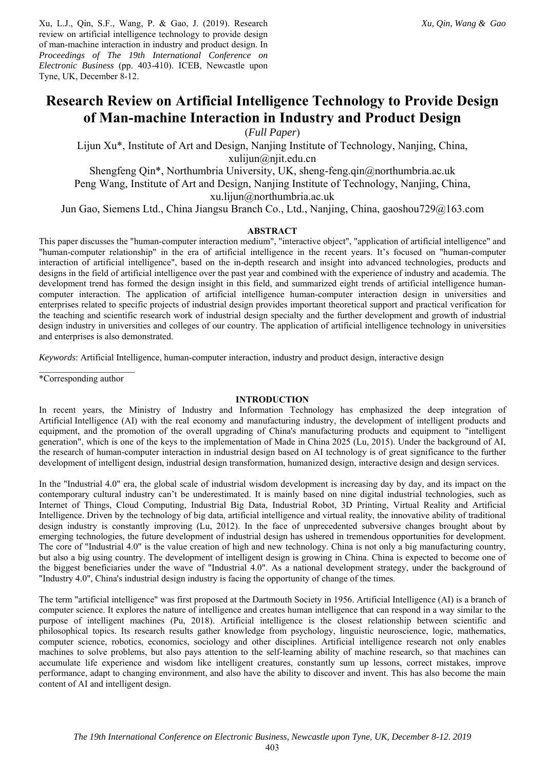Xu, L.J., Qin, S.F., Wang, P. & Gao, J. (2019). Research review on artificial intelligence technology to provide design of man-machine interaction in industry and product design. In *Proceedings of The 19th International Conference on Electronic Business* (pp. 403-410). ICEB, Newcastle upon Tyne, UK, December 8-12.

# Research Review on Artificial Intelligence Technology to Provide Design of Man-machine Interaction in Industry and Product Design

(*Full Paper*)

Lijun Xu*, Institute of Art and Design, Nanjing Institute of Technology, Nanjing, China, xulijun@njit.edu.cn

Shengfeng Qin*, Northumbria University, UK, sheng-feng.qin@northumbria.ac.uk

Peng Wang, Institute of Art and Design, Nanjing Institute of Technology, Nanjing, China, xu.lijun@northumbria.ac.uk

Jun Gao, Siemens Ltd., China Jiangsu Branch Co., Ltd., Nanjing, China, gaoshou729@163.com

## ABSTRACT

This paper discusses the "human-computer interaction medium", "interactive object", "application of artificial intelligence" and "human-computer relationship" in the era of artificial intelligence in the recent years. It's focused on "human-computer interaction of artificial intelligence", based on the in-depth research and insight into advanced technologies, products and designs in the field of artificial intelligence over the past year and combined with the experience of industry and academia. The development trend has formed the design insight in this field, and summarized eight trends of artificial intelligence human-computer interaction. The application of artificial intelligence human-computer interaction design in universities and enterprises related to specific projects of industrial design provides important theoretical support and practical verification for the teaching and scientific research work of industrial design specialty and the further development and growth of industrial design industry in universities and colleges of our country. The application of artificial intelligence technology in universities and enterprises is also demonstrated.

*Keywords*: Artificial Intelligence, human-computer interaction, industry and product design, interactive design

*Corresponding author

## INTRODUCTION

In recent years, the Ministry of Industry and Information Technology has emphasized the deep integration of Artificial Intelligence (AI) with the real economy and manufacturing industry, the development of intelligent products and equipment, and the promotion of the overall upgrading of China's manufacturing products and equipment to "intelligent generation", which is one of the keys to the implementation of Made in China 2025 (Lu, 2015). Under the background of AI, the research of human-computer interaction in industrial design based on AI technology is of great significance to the further development of intelligent design, industrial design transformation, humanized design, interactive design and design services.

In the "Industrial 4.0" era, the global scale of industrial wisdom development is increasing day by day, and its impact on the contemporary cultural industry can't be underestimated. It is mainly based on nine digital industrial technologies, such as Internet of Things, Cloud Computing, Industrial Big Data, Industrial Robot, 3D Printing, Virtual Reality and Artificial Intelligence. Driven by the technology of big data, artificial intelligence and virtual reality, the innovative ability of traditional design industry is constantly improving (Lu, 2012). In the face of unprecedented subversive changes brought about by emerging technologies, the future development of industrial design has ushered in tremendous opportunities for development. The core of "Industrial 4.0" is the value creation of high and new technology. China is not only a big manufacturing country, but also a big using country. The development of intelligent design is growing in China. China is expected to become one of the biggest beneficiaries under the wave of "Industrial 4.0". As a national development strategy, under the background of "Industry 4.0", China's industrial design industry is facing the opportunity of change of the times.

The term "artificial intelligence" was first proposed at the Dartmouth Society in 1956. Artificial Intelligence (AI) is a branch of computer science. It explores the nature of intelligence and creates human intelligence that can respond in a way similar to the purpose of intelligent machines (Pu, 2018). Artificial intelligence is the closest relationship between scientific and philosophical topics. Its research results gather knowledge from psychology, linguistic neuroscience, logic, mathematics, computer science, robotics, economics, sociology and other disciplines. Artificial intelligence research not only enables machines to solve problems, but also pays attention to the self-learning ability of machine research, so that machines can accumulate life experience and wisdom like intelligent creatures, constantly sum up lessons, correct mistakes, improve performance, adapt to changing environment, and also have the ability to discover and invent. This has also become the main content of AI and intelligent design.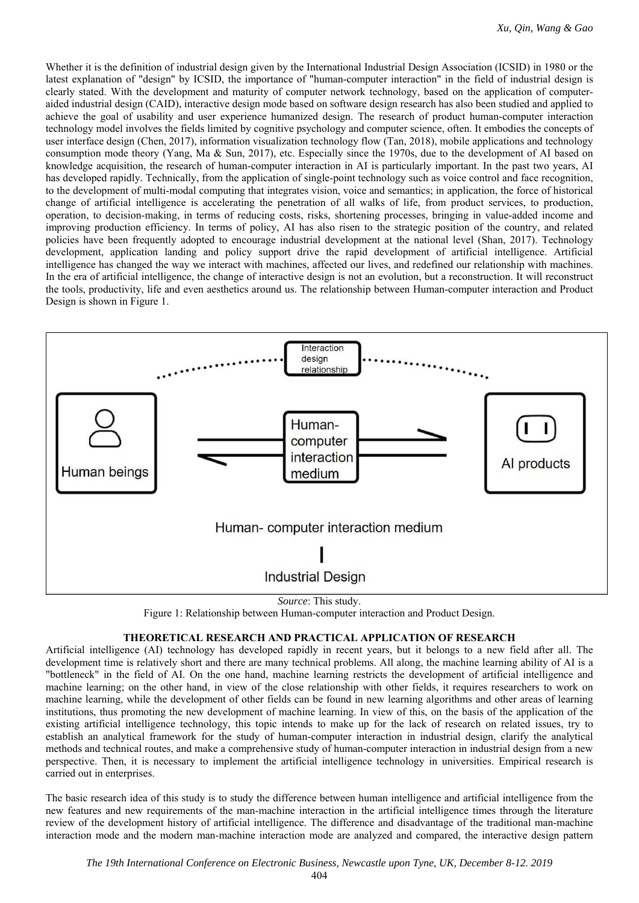Whether it is the definition of industrial design given by the International Industrial Design Association (ICSID) in 1980 or the latest explanation of "design" by ICSID, the importance of "human-computer interaction" in the field of industrial design is clearly stated. With the development and maturity of computer network technology, based on the application of computer-aided industrial design (CAID), interactive design mode based on software design research has also been studied and applied to achieve the goal of usability and user experience humanized design. The research of product human-computer interaction technology model involves the fields limited by cognitive psychology and computer science, often. It embodies the concepts of user interface design (Chen, 2017), information visualization technology flow (Tan, 2018), mobile applications and technology consumption mode theory (Yang, Ma & Sun, 2017), etc. Especially since the 1970s, due to the development of AI based on knowledge acquisition, the research of human-computer interaction in AI is particularly important. In the past two years, AI has developed rapidly. Technically, from the application of single-point technology such as voice control and face recognition, to the development of multi-modal computing that integrates vision, voice and semantics; in application, the force of historical change of artificial intelligence is accelerating the penetration of all walks of life, from product services, to production, operation, to decision-making, in terms of reducing costs, risks, shortening processes, bringing in value-added income and improving production efficiency. In terms of policy, AI has also risen to the strategic position of the country, and related policies have been frequently adopted to encourage industrial development at the national level (Shan, 2017). Technology development, application landing and policy support drive the rapid development of artificial intelligence. Artificial intelligence has changed the way we interact with machines, affected our lives, and redefined our relationship with machines. In the era of artificial intelligence, the change of interactive design is not an evolution, but a reconstruction. It will reconstruct the tools, productivity, life and even aesthetics around us. The relationship between Human-computer interaction and Product Design is shown in Figure 1.

Interaction design relationship

Human beings | Human-computer interaction medium | AI products

Human- computer interaction medium

Industrial Design

*Source*: This study.

Figure 1: Relationship between Human-computer interaction and Product Design.

## THEORETICAL RESEARCH AND PRACTICAL APPLICATION OF RESEARCH

Artificial intelligence (AI) technology has developed rapidly in recent years, but it belongs to a new field after all. The development time is relatively short and there are many technical problems. All along, the machine learning ability of AI is a "bottleneck" in the field of AI. On the one hand, machine learning restricts the development of artificial intelligence and machine learning; on the other hand, in view of the close relationship with other fields, it requires researchers to work on machine learning, while the development of other fields can be found in new learning algorithms and other areas of learning institutions, thus promoting the new development of machine learning. In view of this, on the basis of the application of the existing artificial intelligence technology, this topic intends to make up for the lack of research on related issues, try to establish an analytical framework for the study of human-computer interaction in industrial design, clarify the analytical methods and technical routes, and make a comprehensive study of human-computer interaction in industrial design from a new perspective. Then, it is necessary to implement the artificial intelligence technology in universities. Empirical research is carried out in enterprises.

The basic research idea of this study is to study the difference between human intelligence and artificial intelligence from the new features and new requirements of the man-machine interaction in the artificial intelligence times through the literature review of the development history of artificial intelligence. The difference and disadvantage of the traditional man-machine interaction mode and the modern man-machine interaction mode are analyzed and compared, the interactive design pattern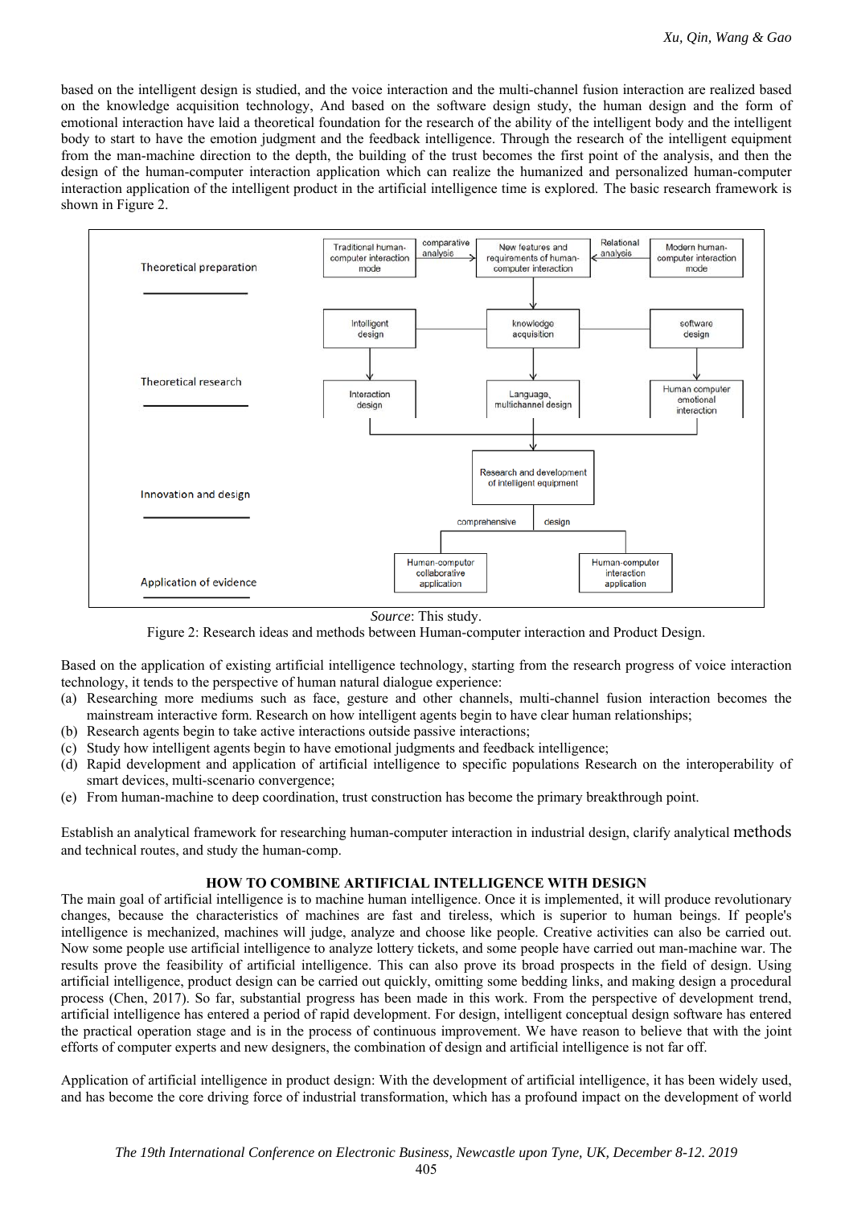based on the intelligent design is studied, and the voice interaction and the multi-channel fusion interaction are realized based on the knowledge acquisition technology, And based on the software design study, the human design and the form of emotional interaction have laid a theoretical foundation for the research of the ability of the intelligent body and the intelligent body to start to have the emotion judgment and the feedback intelligence. Through the research of the intelligent equipment from the man-machine direction to the depth, the building of the trust becomes the first point of the analysis, and then the design of the human-computer interaction application which can realize the humanized and personalized human-computer interaction application of the intelligent product in the artificial intelligence time is explored. The basic research framework is shown in Figure 2.

*Source*: This study.

Figure 2: Research ideas and methods between Human-computer interaction and Product Design.

Based on the application of existing artificial intelligence technology, starting from the research progress of voice interaction technology, it tends to the perspective of human natural dialogue experience:

(a) Researching more mediums such as face, gesture and other channels, multi-channel fusion interaction becomes the mainstream interactive form. Research on how intelligent agents begin to have clear human relationships;
(b) Research agents begin to take active interactions outside passive interactions;
(c) Study how intelligent agents begin to have emotional judgments and feedback intelligence;
(d) Rapid development and application of artificial intelligence to specific populations Research on the interoperability of smart devices, multi-scenario convergence;
(e) From human-machine to deep coordination, trust construction has become the primary breakthrough point.

Establish an analytical framework for researching human-computer interaction in industrial design, clarify analytical methods and technical routes, and study the human-comp.

## HOW TO COMBINE ARTIFICIAL INTELLIGENCE WITH DESIGN

The main goal of artificial intelligence is to machine human intelligence. Once it is implemented, it will produce revolutionary changes, because the characteristics of machines are fast and tireless, which is superior to human beings. If people's intelligence is mechanized, machines will judge, analyze and choose like people. Creative activities can also be carried out. Now some people use artificial intelligence to analyze lottery tickets, and some people have carried out man-machine war. The results prove the feasibility of artificial intelligence. This can also prove its broad prospects in the field of design. Using artificial intelligence, product design can be carried out quickly, omitting some bedding links, and making design a procedural process (Chen, 2017). So far, substantial progress has been made in this work. From the perspective of development trend, artificial intelligence has entered a period of rapid development. For design, intelligent conceptual design software has entered the practical operation stage and is in the process of continuous improvement. We have reason to believe that with the joint efforts of computer experts and new designers, the combination of design and artificial intelligence is not far off.

Application of artificial intelligence in product design: With the development of artificial intelligence, it has been widely used, and has become the core driving force of industrial transformation, which has a profound impact on the development of world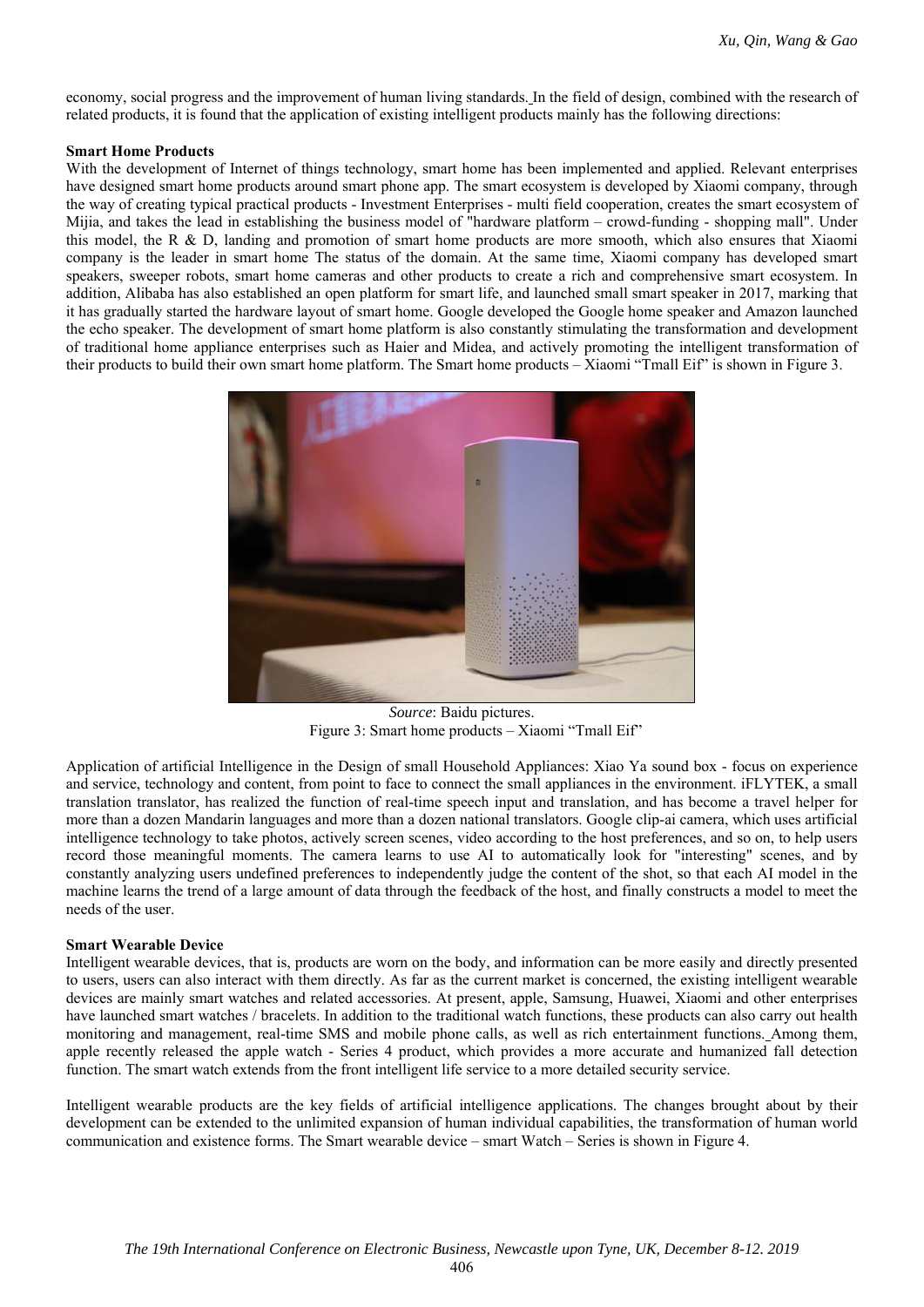economy, social progress and the improvement of human living standards. In the field of design, combined with the research of related products, it is found that the application of existing intelligent products mainly has the following directions:

**Smart Home Products**

With the development of Internet of things technology, smart home has been implemented and applied. Relevant enterprises have designed smart home products around smart phone app. The smart ecosystem is developed by Xiaomi company, through the way of creating typical practical products - Investment Enterprises - multi field cooperation, creates the smart ecosystem of Mijia, and takes the lead in establishing the business model of "hardware platform – crowd-funding - shopping mall". Under this model, the R & D, landing and promotion of smart home products are more smooth, which also ensures that Xiaomi company is the leader in smart home The status of the domain. At the same time, Xiaomi company has developed smart speakers, sweeper robots, smart home cameras and other products to create a rich and comprehensive smart ecosystem. In addition, Alibaba has also established an open platform for smart life, and launched small smart speaker in 2017, marking that it has gradually started the hardware layout of smart home. Google developed the Google home speaker and Amazon launched the echo speaker. The development of smart home platform is also constantly stimulating the transformation and development of traditional home appliance enterprises such as Haier and Midea, and actively promoting the intelligent transformation of their products to build their own smart home platform. The Smart home products – Xiaomi "Tmall Eif" is shown in Figure 3.

*Source*: Baidu pictures.

Figure 3: Smart home products – Xiaomi "Tmall Eif"

Application of artificial Intelligence in the Design of small Household Appliances: Xiao Ya sound box - focus on experience and service, technology and content, from point to face to connect the small appliances in the environment. iFLYTEK, a small translation translator, has realized the function of real-time speech input and translation, and has become a travel helper for more than a dozen Mandarin languages and more than a dozen national translators. Google clip-ai camera, which uses artificial intelligence technology to take photos, actively screen scenes, video according to the host preferences, and so on, to help users record those meaningful moments. The camera learns to use AI to automatically look for "interesting" scenes, and by constantly analyzing users undefined preferences to independently judge the content of the shot, so that each AI model in the machine learns the trend of a large amount of data through the feedback of the host, and finally constructs a model to meet the needs of the user.

**Smart Wearable Device**

Intelligent wearable devices, that is, products are worn on the body, and information can be more easily and directly presented to users, users can also interact with them directly. As far as the current market is concerned, the existing intelligent wearable devices are mainly smart watches and related accessories. At present, apple, Samsung, Huawei, Xiaomi and other enterprises have launched smart watches / bracelets. In addition to the traditional watch functions, these products can also carry out health monitoring and management, real-time SMS and mobile phone calls, as well as rich entertainment functions. Among them, apple recently released the apple watch - Series 4 product, which provides a more accurate and humanized fall detection function. The smart watch extends from the front intelligent life service to a more detailed security service.

Intelligent wearable products are the key fields of artificial intelligence applications. The changes brought about by their development can be extended to the unlimited expansion of human individual capabilities, the transformation of human world communication and existence forms. The Smart wearable device – smart Watch – Series is shown in Figure 4.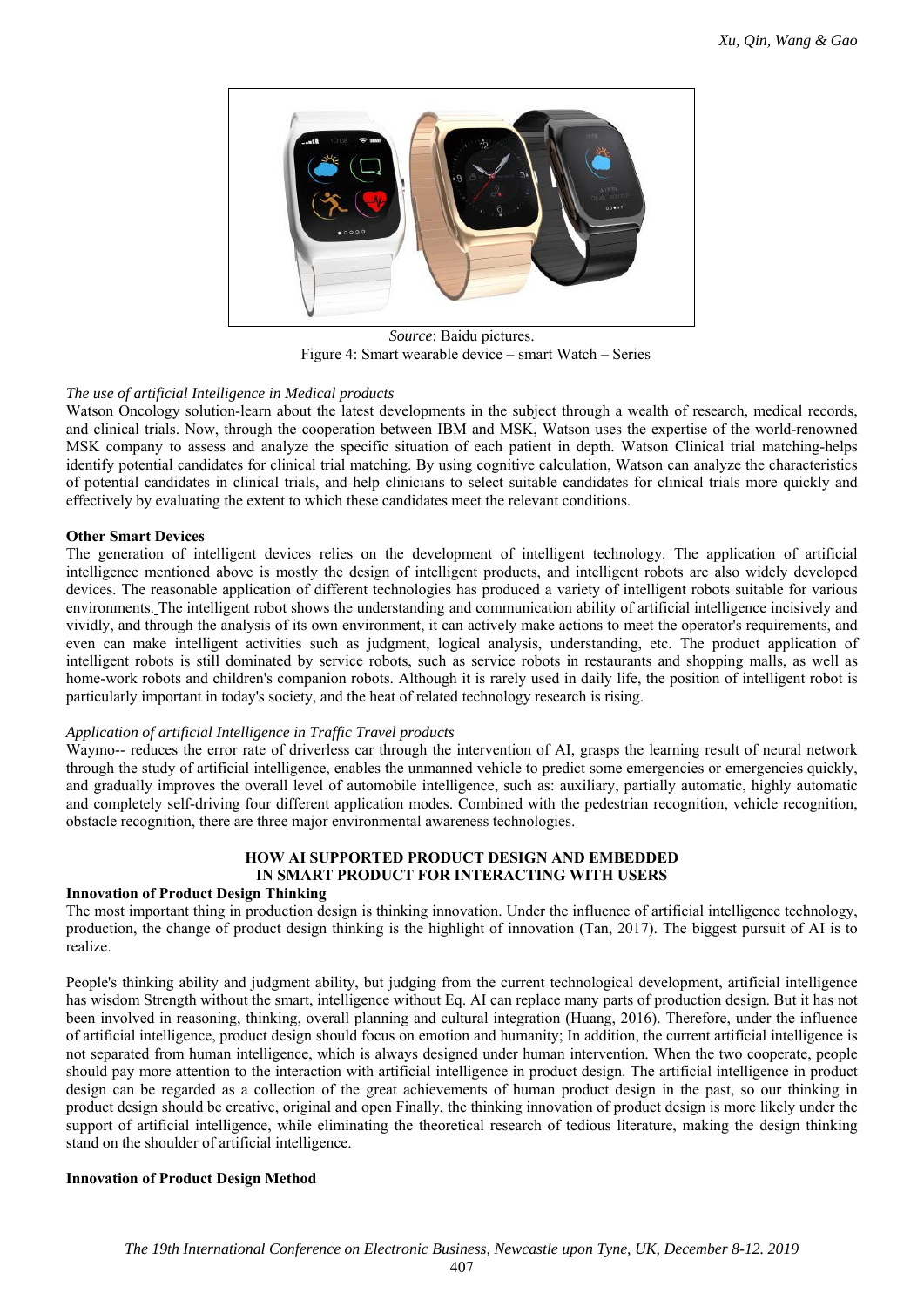*Source*: Baidu pictures.
Figure 4: Smart wearable device – smart Watch – Series

*The use of artificial Intelligence in Medical products*

Watson Oncology solution-learn about the latest developments in the subject through a wealth of research, medical records, and clinical trials. Now, through the cooperation between IBM and MSK, Watson uses the expertise of the world-renowned MSK company to assess and analyze the specific situation of each patient in depth. Watson Clinical trial matching-helps identify potential candidates for clinical trial matching. By using cognitive calculation, Watson can analyze the characteristics of potential candidates in clinical trials, and help clinicians to select suitable candidates for clinical trials more quickly and effectively by evaluating the extent to which these candidates meet the relevant conditions.

**Other Smart Devices**

The generation of intelligent devices relies on the development of intelligent technology. The application of artificial intelligence mentioned above is mostly the design of intelligent products, and intelligent robots are also widely developed devices. The reasonable application of different technologies has produced a variety of intelligent robots suitable for various environments. The intelligent robot shows the understanding and communication ability of artificial intelligence incisively and vividly, and through the analysis of its own environment, it can actively make actions to meet the operator's requirements, and even can make intelligent activities such as judgment, logical analysis, understanding, etc. The product application of intelligent robots is still dominated by service robots, such as service robots in restaurants and shopping malls, as well as home-work robots and children's companion robots. Although it is rarely used in daily life, the position of intelligent robot is particularly important in today's society, and the heat of related technology research is rising.

*Application of artificial Intelligence in Traffic Travel products*

Waymo-- reduces the error rate of driverless car through the intervention of AI, grasps the learning result of neural network through the study of artificial intelligence, enables the unmanned vehicle to predict some emergencies or emergencies quickly, and gradually improves the overall level of automobile intelligence, such as: auxiliary, partially automatic, highly automatic and completely self-driving four different application modes. Combined with the pedestrian recognition, vehicle recognition, obstacle recognition, there are three major environmental awareness technologies.

## HOW AI SUPPORTED PRODUCT DESIGN AND EMBEDDED IN SMART PRODUCT FOR INTERACTING WITH USERS

**Innovation of Product Design Thinking**

The most important thing in production design is thinking innovation. Under the influence of artificial intelligence technology, production, the change of product design thinking is the highlight of innovation (Tan, 2017). The biggest pursuit of AI is to realize.

People's thinking ability and judgment ability, but judging from the current technological development, artificial intelligence has wisdom Strength without the smart, intelligence without Eq. AI can replace many parts of production design. But it has not been involved in reasoning, thinking, overall planning and cultural integration (Huang, 2016). Therefore, under the influence of artificial intelligence, product design should focus on emotion and humanity; In addition, the current artificial intelligence is not separated from human intelligence, which is always designed under human intervention. When the two cooperate, people should pay more attention to the interaction with artificial intelligence in product design. The artificial intelligence in product design can be regarded as a collection of the great achievements of human product design in the past, so our thinking in product design should be creative, original and open Finally, the thinking innovation of product design is more likely under the support of artificial intelligence, while eliminating the theoretical research of tedious literature, making the design thinking stand on the shoulder of artificial intelligence.

**Innovation of Product Design Method**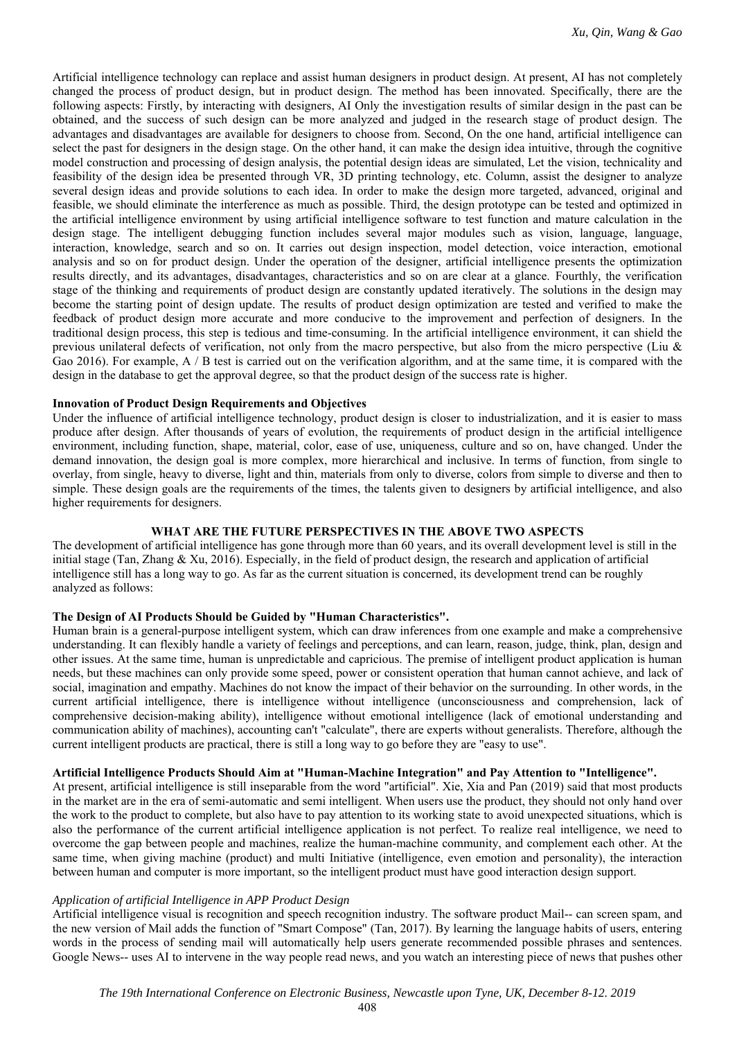Artificial intelligence technology can replace and assist human designers in product design. At present, AI has not completely changed the process of product design, but in product design. The method has been innovated. Specifically, there are the following aspects: Firstly, by interacting with designers, AI Only the investigation results of similar design in the past can be obtained, and the success of such design can be more analyzed and judged in the research stage of product design. The advantages and disadvantages are available for designers to choose from. Second, On the one hand, artificial intelligence can select the past for designers in the design stage. On the other hand, it can make the design idea intuitive, through the cognitive model construction and processing of design analysis, the potential design ideas are simulated, Let the vision, technicality and feasibility of the design idea be presented through VR, 3D printing technology, etc. Column, assist the designer to analyze several design ideas and provide solutions to each idea. In order to make the design more targeted, advanced, original and feasible, we should eliminate the interference as much as possible. Third, the design prototype can be tested and optimized in the artificial intelligence environment by using artificial intelligence software to test function and mature calculation in the design stage. The intelligent debugging function includes several major modules such as vision, language, language, interaction, knowledge, search and so on. It carries out design inspection, model detection, voice interaction, emotional analysis and so on for product design. Under the operation of the designer, artificial intelligence presents the optimization results directly, and its advantages, disadvantages, characteristics and so on are clear at a glance. Fourthly, the verification stage of the thinking and requirements of product design are constantly updated iteratively. The solutions in the design may become the starting point of design update. The results of product design optimization are tested and verified to make the feedback of product design more accurate and more conducive to the improvement and perfection of designers. In the traditional design process, this step is tedious and time-consuming. In the artificial intelligence environment, it can shield the previous unilateral defects of verification, not only from the macro perspective, but also from the micro perspective (Liu & Gao 2016). For example, A / B test is carried out on the verification algorithm, and at the same time, it is compared with the design in the database to get the approval degree, so that the product design of the success rate is higher.

#### Innovation of Product Design Requirements and Objectives

Under the influence of artificial intelligence technology, product design is closer to industrialization, and it is easier to mass produce after design. After thousands of years of evolution, the requirements of product design in the artificial intelligence environment, including function, shape, material, color, ease of use, uniqueness, culture and so on, have changed. Under the demand innovation, the design goal is more complex, more hierarchical and inclusive. In terms of function, from single to overlay, from single, heavy to diverse, light and thin, materials from only to diverse, colors from simple to diverse and then to simple. These design goals are the requirements of the times, the talents given to designers by artificial intelligence, and also higher requirements for designers.

## WHAT ARE THE FUTURE PERSPECTIVES IN THE ABOVE TWO ASPECTS

The development of artificial intelligence has gone through more than 60 years, and its overall development level is still in the initial stage (Tan, Zhang & Xu, 2016). Especially, in the field of product design, the research and application of artificial intelligence still has a long way to go. As far as the current situation is concerned, its development trend can be roughly analyzed as follows:

#### The Design of AI Products Should be Guided by "Human Characteristics".

Human brain is a general-purpose intelligent system, which can draw inferences from one example and make a comprehensive understanding. It can flexibly handle a variety of feelings and perceptions, and can learn, reason, judge, think, plan, design and other issues. At the same time, human is unpredictable and capricious. The premise of intelligent product application is human needs, but these machines can only provide some speed, power or consistent operation that human cannot achieve, and lack of social, imagination and empathy. Machines do not know the impact of their behavior on the surrounding. In other words, in the current artificial intelligence, there is intelligence without intelligence (unconsciousness and comprehension, lack of comprehensive decision-making ability), intelligence without emotional intelligence (lack of emotional understanding and communication ability of machines), accounting can't "calculate", there are experts without generalists. Therefore, although the current intelligent products are practical, there is still a long way to go before they are "easy to use".

#### Artificial Intelligence Products Should Aim at "Human-Machine Integration" and Pay Attention to "Intelligence".

At present, artificial intelligence is still inseparable from the word "artificial". Xie, Xia and Pan (2019) said that most products in the market are in the era of semi-automatic and semi intelligent. When users use the product, they should not only hand over the work to the product to complete, but also have to pay attention to its working state to avoid unexpected situations, which is also the performance of the current artificial intelligence application is not perfect. To realize real intelligence, we need to overcome the gap between people and machines, realize the human-machine community, and complement each other. At the same time, when giving machine (product) and multi Initiative (intelligence, even emotion and personality), the interaction between human and computer is more important, so the intelligent product must have good interaction design support.

##### *Application of artificial Intelligence in APP Product Design*

Artificial intelligence visual is recognition and speech recognition industry. The software product Mail-- can screen spam, and the new version of Mail adds the function of "Smart Compose" (Tan, 2017). By learning the language habits of users, entering words in the process of sending mail will automatically help users generate recommended possible phrases and sentences. Google News-- uses AI to intervene in the way people read news, and you watch an interesting piece of news that pushes other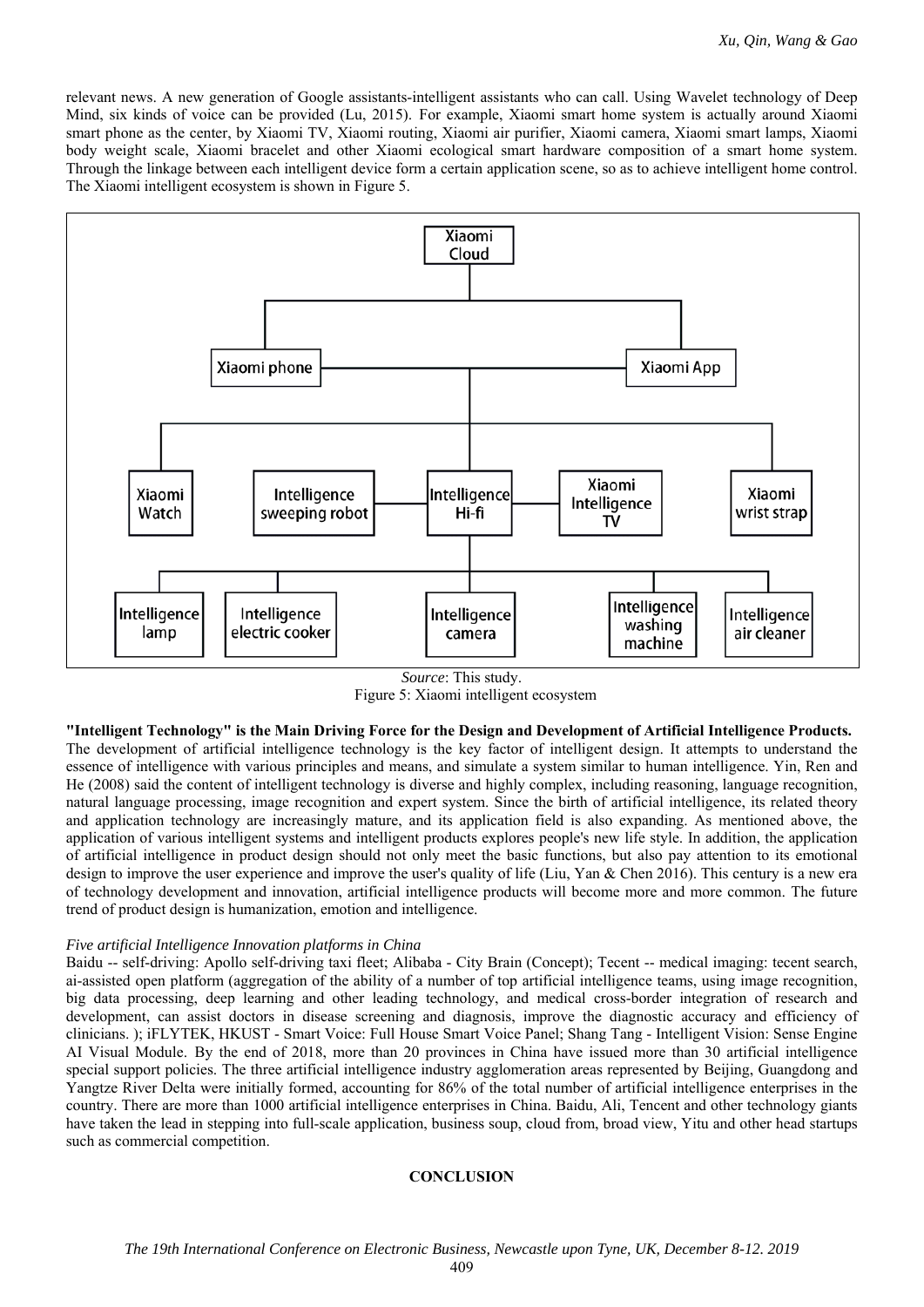relevant news. A new generation of Google assistants-intelligent assistants who can call. Using Wavelet technology of Deep Mind, six kinds of voice can be provided (Lu, 2015). For example, Xiaomi smart home system is actually around Xiaomi smart phone as the center, by Xiaomi TV, Xiaomi routing, Xiaomi air purifier, Xiaomi camera, Xiaomi smart lamps, Xiaomi body weight scale, Xiaomi bracelet and other Xiaomi ecological smart hardware composition of a smart home system. Through the linkage between each intelligent device form a certain application scene, so as to achieve intelligent home control. The Xiaomi intelligent ecosystem is shown in Figure 5.

*Source*: This study.

Figure 5: Xiaomi intelligent ecosystem

**"Intelligent Technology" is the Main Driving Force for the Design and Development of Artificial Intelligence Products.** The development of artificial intelligence technology is the key factor of intelligent design. It attempts to understand the essence of intelligence with various principles and means, and simulate a system similar to human intelligence. Yin, Ren and He (2008) said the content of intelligent technology is diverse and highly complex, including reasoning, language recognition, natural language processing, image recognition and expert system. Since the birth of artificial intelligence, its related theory and application technology are increasingly mature, and its application field is also expanding. As mentioned above, the application of various intelligent systems and intelligent products explores people's new life style. In addition, the application of artificial intelligence in product design should not only meet the basic functions, but also pay attention to its emotional design to improve the user experience and improve the user's quality of life (Liu, Yan & Chen 2016). This century is a new era of technology development and innovation, artificial intelligence products will become more and more common. The future trend of product design is humanization, emotion and intelligence.

*Five artificial Intelligence Innovation platforms in China*

Baidu -- self-driving: Apollo self-driving taxi fleet; Alibaba - City Brain (Concept); Tecent -- medical imaging: tecent search, ai-assisted open platform (aggregation of the ability of a number of top artificial intelligence teams, using image recognition, big data processing, deep learning and other leading technology, and medical cross-border integration of research and development, can assist doctors in disease screening and diagnosis, improve the diagnostic accuracy and efficiency of clinicians. ); iFLYTEK, HKUST - Smart Voice: Full House Smart Voice Panel; Shang Tang - Intelligent Vision: Sense Engine AI Visual Module. By the end of 2018, more than 20 provinces in China have issued more than 30 artificial intelligence special support policies. The three artificial intelligence industry agglomeration areas represented by Beijing, Guangdong and Yangtze River Delta were initially formed, accounting for 86% of the total number of artificial intelligence enterprises in the country. There are more than 1000 artificial intelligence enterprises in China. Baidu, Ali, Tencent and other technology giants have taken the lead in stepping into full-scale application, business soup, cloud from, broad view, Yitu and other head startups such as commercial competition.

## CONCLUSION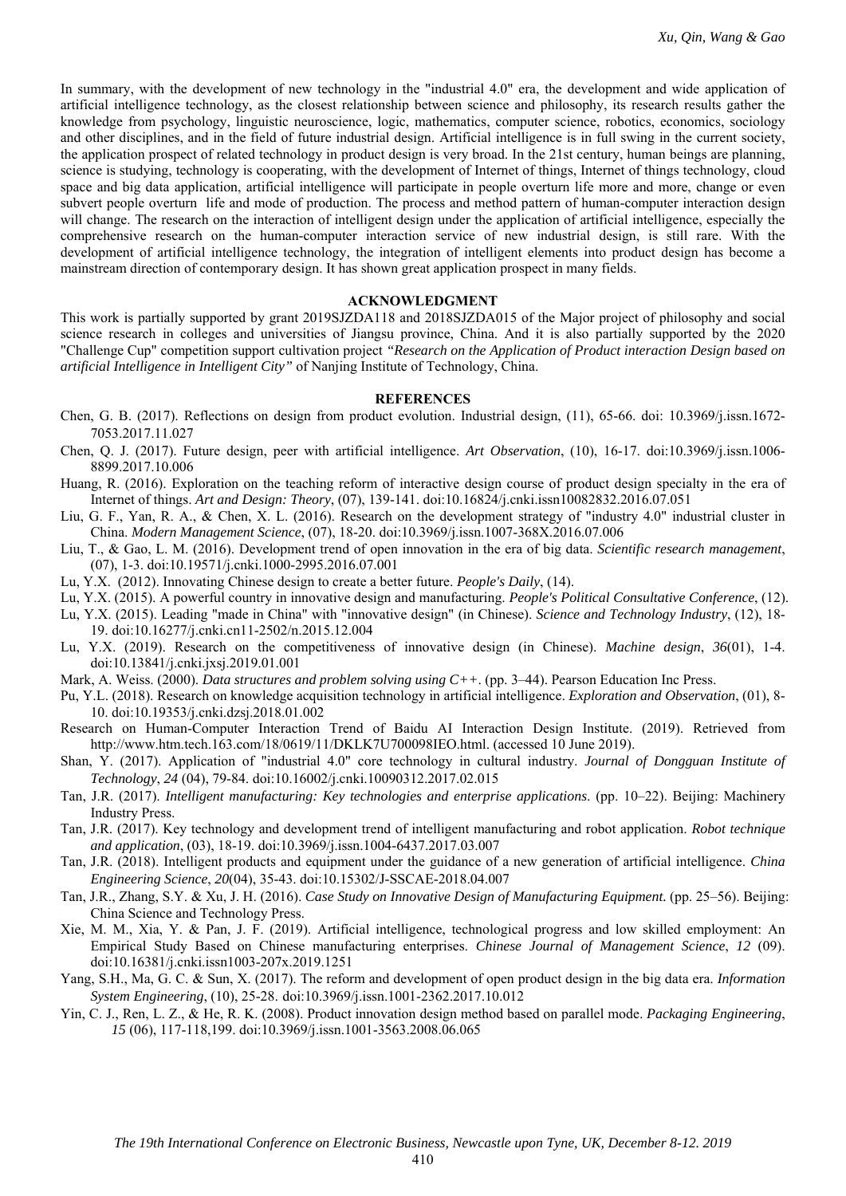In summary, with the development of new technology in the "industrial 4.0" era, the development and wide application of artificial intelligence technology, as the closest relationship between science and philosophy, its research results gather the knowledge from psychology, linguistic neuroscience, logic, mathematics, computer science, robotics, economics, sociology and other disciplines, and in the field of future industrial design. Artificial intelligence is in full swing in the current society, the application prospect of related technology in product design is very broad. In the 21st century, human beings are planning, science is studying, technology is cooperating, with the development of Internet of things, Internet of things technology, cloud space and big data application, artificial intelligence will participate in people overturn life more and more, change or even subvert people overturn life and mode of production. The process and method pattern of human-computer interaction design will change. The research on the interaction of intelligent design under the application of artificial intelligence, especially the comprehensive research on the human-computer interaction service of new industrial design, is still rare. With the development of artificial intelligence technology, the integration of intelligent elements into product design has become a mainstream direction of contemporary design. It has shown great application prospect in many fields.

## ACKNOWLEDGMENT

This work is partially supported by grant 2019SJZDA118 and 2018SJZDA015 of the Major project of philosophy and social science research in colleges and universities of Jiangsu province, China. And it is also partially supported by the 2020 "Challenge Cup" competition support cultivation project *"Research on the Application of Product interaction Design based on artificial Intelligence in Intelligent City"* of Nanjing Institute of Technology, China.

## REFERENCES

Chen, G. B. (2017). Reflections on design from product evolution. Industrial design, (11), 65-66. doi: 10.3969/j.issn.1672-7053.2017.11.027

Chen, Q. J. (2017). Future design, peer with artificial intelligence. *Art Observation*, (10), 16-17. doi:10.3969/j.issn.1006-8899.2017.10.006

Huang, R. (2016). Exploration on the teaching reform of interactive design course of product design specialty in the era of Internet of things. *Art and Design: Theory*, (07), 139-141. doi:10.16824/j.cnki.issn10082832.2016.07.051

Liu, G. F., Yan, R. A., & Chen, X. L. (2016). Research on the development strategy of "industry 4.0" industrial cluster in China. *Modern Management Science*, (07), 18-20. doi:10.3969/j.issn.1007-368X.2016.07.006

Liu, T., & Gao, L. M. (2016). Development trend of open innovation in the era of big data. *Scientific research management*, (07), 1-3. doi:10.19571/j.cnki.1000-2995.2016.07.001

Lu, Y.X. (2012). Innovating Chinese design to create a better future. *People's Daily*, (14).

Lu, Y.X. (2015). A powerful country in innovative design and manufacturing. *People's Political Consultative Conference*, (12).

Lu, Y.X. (2015). Leading "made in China" with "innovative design" (in Chinese). *Science and Technology Industry*, (12), 18-19. doi:10.16277/j.cnki.cn11-2502/n.2015.12.004

Lu, Y.X. (2019). Research on the competitiveness of innovative design (in Chinese). *Machine design*, *36*(01), 1-4. doi:10.13841/j.cnki.jxsj.2019.01.001

Mark, A. Weiss. (2000). *Data structures and problem solving using C++*. (pp. 3–44). Pearson Education Inc Press.

Pu, Y.L. (2018). Research on knowledge acquisition technology in artificial intelligence. *Exploration and Observation*, (01), 8-10. doi:10.19353/j.cnki.dzsj.2018.01.002

Research on Human-Computer Interaction Trend of Baidu AI Interaction Design Institute. (2019). Retrieved from http://www.htm.tech.163.com/18/0619/11/DKLK7U700098IEO.html. (accessed 10 June 2019).

Shan, Y. (2017). Application of "industrial 4.0" core technology in cultural industry. *Journal of Dongguan Institute of Technology*, *24* (04), 79-84. doi:10.16002/j.cnki.10090312.2017.02.015

Tan, J.R. (2017). *Intelligent manufacturing: Key technologies and enterprise applications*. (pp. 10–22). Beijing: Machinery Industry Press.

Tan, J.R. (2017). Key technology and development trend of intelligent manufacturing and robot application. *Robot technique and application*, (03), 18-19. doi:10.3969/j.issn.1004-6437.2017.03.007

Tan, J.R. (2018). Intelligent products and equipment under the guidance of a new generation of artificial intelligence. *China Engineering Science*, *20*(04), 35-43. doi:10.15302/J-SSCAE-2018.04.007

Tan, J.R., Zhang, S.Y. & Xu, J. H. (2016). *Case Study on Innovative Design of Manufacturing Equipment*. (pp. 25–56). Beijing: China Science and Technology Press.

Xie, M. M., Xia, Y. & Pan, J. F. (2019). Artificial intelligence, technological progress and low skilled employment: An Empirical Study Based on Chinese manufacturing enterprises. *Chinese Journal of Management Science*, *12* (09). doi:10.16381/j.cnki.issn1003-207x.2019.1251

Yang, S.H., Ma, G. C. & Sun, X. (2017). The reform and development of open product design in the big data era. *Information System Engineering*, (10), 25-28. doi:10.3969/j.issn.1001-2362.2017.10.012

Yin, C. J., Ren, L. Z., & He, R. K. (2008). Product innovation design method based on parallel mode. *Packaging Engineering*, *15* (06), 117-118,199. doi:10.3969/j.issn.1001-3563.2008.06.065